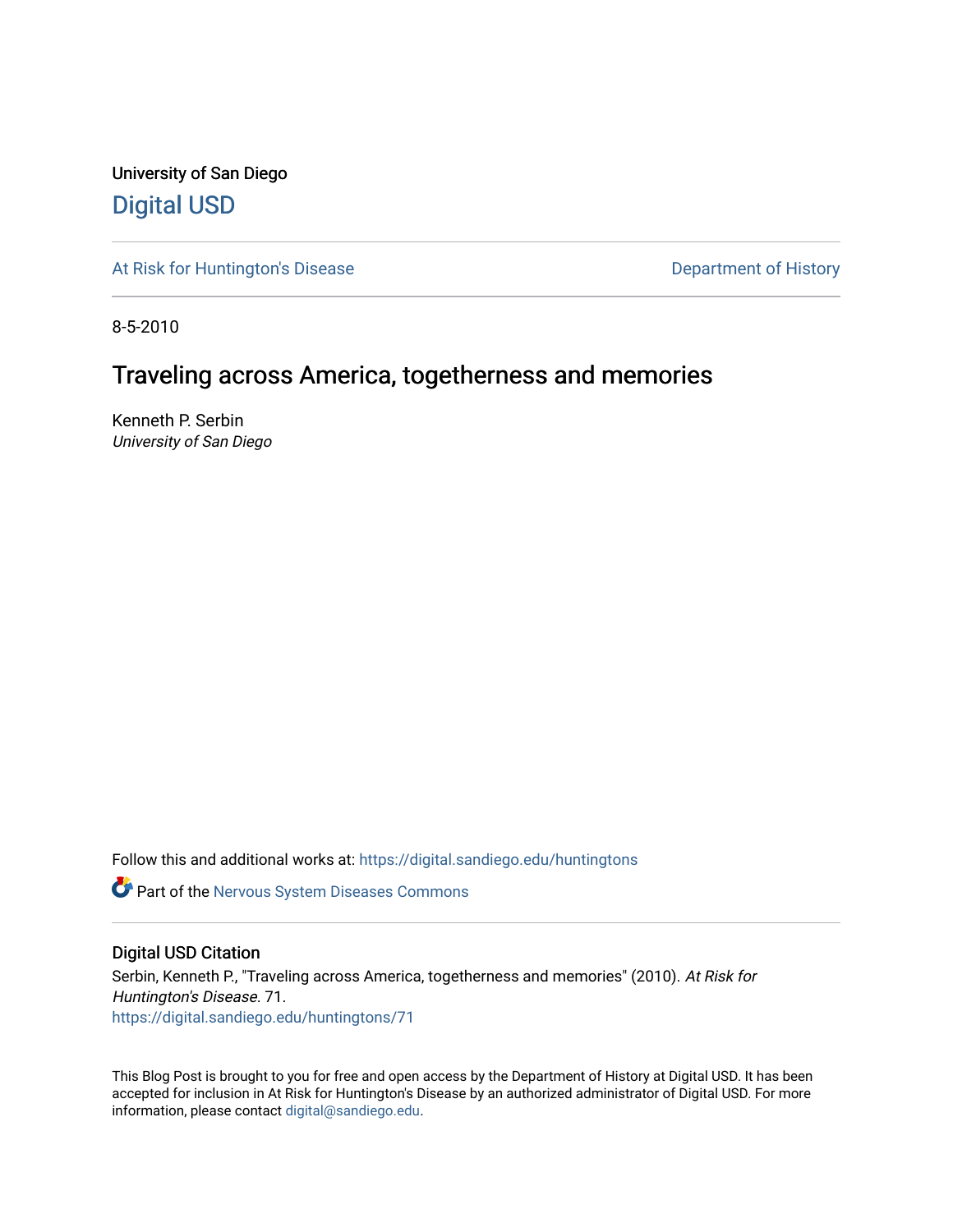University of San Diego

# Digital USD

At Risk for Huntington's Disease

Department of History

8-5-2010

## Traveling across America, togetherness and memories

Kenneth P. Serbin

*University of San Diego*

Follow this and additional works at: https://digital.sandiego.edu/huntingtons

Part of the Nervous System Diseases Commons

### Digital USD Citation

Serbin, Kenneth P., "Traveling across America, togetherness and memories" (2010). *At Risk for Huntington's Disease*. 71.
https://digital.sandiego.edu/huntingtons/71

This Blog Post is brought to you for free and open access by the Department of History at Digital USD. It has been accepted for inclusion in At Risk for Huntington's Disease by an authorized administrator of Digital USD. For more information, please contact digital@sandiego.edu.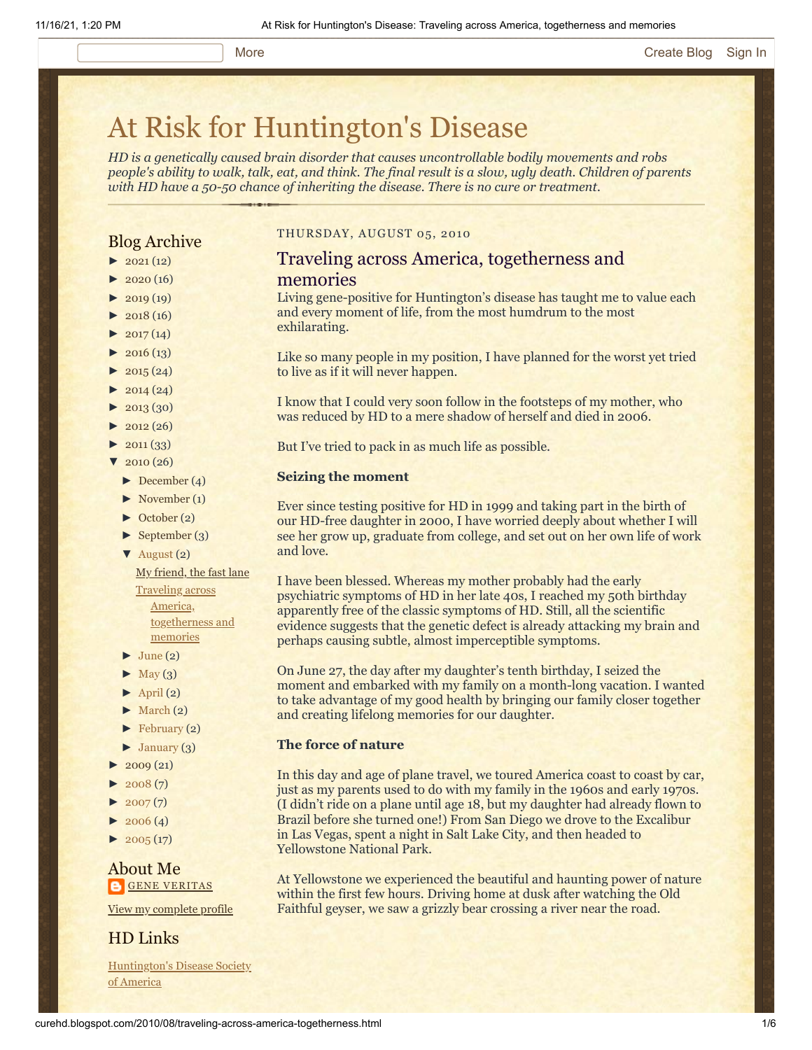# At Risk for Huntington's Disease

*HD is a genetically caused brain disorder that causes uncontrollable bodily movements and robs people's ability to walk, talk, eat, and think. The final result is a slow, ugly death. Children of parents with HD have a 50-50 chance of inheriting the disease. There is no cure or treatment.*

## Blog Archive

- ► 2021 (12)
- ► 2020 (16)
- ► 2019 (19)
- ► 2018 (16)
- ► 2017 (14)
- ► 2016 (13)
- ► 2015 (24)
- ► 2014 (24)
- ► 2013 (30)
- ► 2012 (26)
- ► 2011 (33)
- ▼ 2010 (26)
  - ► December (4)
  - ► November (1)
  - ► October (2)
  - ► September (3)
  - ▼ August (2)
    - My friend, the fast lane
    - Traveling across America, togetherness and memories
  - ► June (2)
  - ► May (3)
  - ► April (2)
  - ► March (2)
  - ► February (2)
  - ► January (3)
- ► 2009 (21)
- ► 2008 (7)
- ► 2007 (7)
- ► 2006 (4)
- ► 2005 (17)

## About Me

GENE VERITAS

View my complete profile

## HD Links

Huntington's Disease Society of America

THURSDAY, AUGUST 05, 2010

## Traveling across America, togetherness and memories

Living gene-positive for Huntington's disease has taught me to value each and every moment of life, from the most humdrum to the most exhilarating.

Like so many people in my position, I have planned for the worst yet tried to live as if it will never happen.

I know that I could very soon follow in the footsteps of my mother, who was reduced by HD to a mere shadow of herself and died in 2006.

But I've tried to pack in as much life as possible.

**Seizing the moment**

Ever since testing positive for HD in 1999 and taking part in the birth of our HD-free daughter in 2000, I have worried deeply about whether I will see her grow up, graduate from college, and set out on her own life of work and love.

I have been blessed. Whereas my mother probably had the early psychiatric symptoms of HD in her late 40s, I reached my 50th birthday apparently free of the classic symptoms of HD. Still, all the scientific evidence suggests that the genetic defect is already attacking my brain and perhaps causing subtle, almost imperceptible symptoms.

On June 27, the day after my daughter's tenth birthday, I seized the moment and embarked with my family on a month-long vacation. I wanted to take advantage of my good health by bringing our family closer together and creating lifelong memories for our daughter.

**The force of nature**

In this day and age of plane travel, we toured America coast to coast by car, just as my parents used to do with my family in the 1960s and early 1970s. (I didn't ride on a plane until age 18, but my daughter had already flown to Brazil before she turned one!) From San Diego we drove to the Excalibur in Las Vegas, spent a night in Salt Lake City, and then headed to Yellowstone National Park.

At Yellowstone we experienced the beautiful and haunting power of nature within the first few hours. Driving home at dusk after watching the Old Faithful geyser, we saw a grizzly bear crossing a river near the road.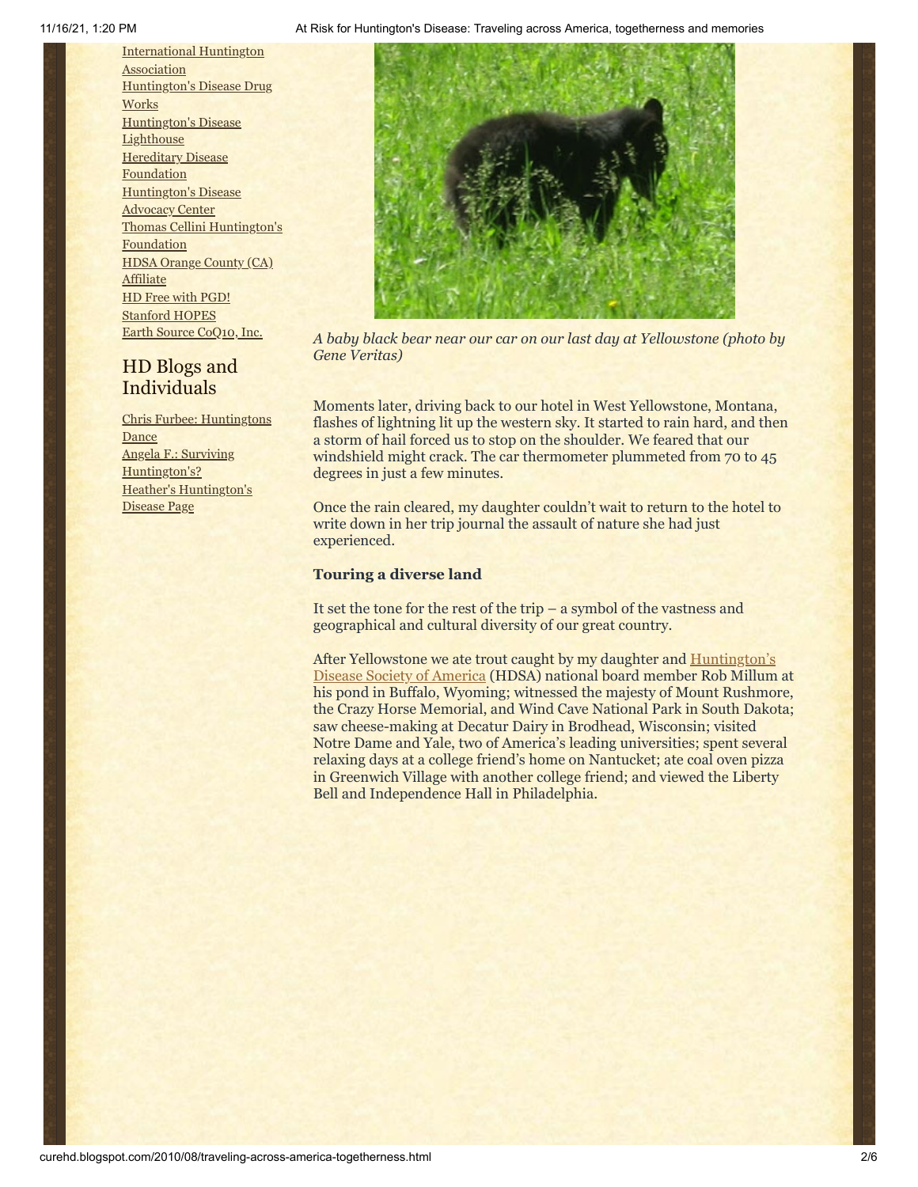International Huntington Association
Huntington's Disease Drug Works
Huntington's Disease Lighthouse
Hereditary Disease Foundation
Huntington's Disease Advocacy Center
Thomas Cellini Huntington's Foundation
HDSA Orange County (CA) Affiliate
HD Free with PGD!
Stanford HOPES
Earth Source CoQ10, Inc.

## HD Blogs and Individuals

Chris Furbee: Huntingtons Dance
Angela F.: Surviving Huntington's?
Heather's Huntington's Disease Page

*A baby black bear near our car on our last day at Yellowstone (photo by Gene Veritas)*

Moments later, driving back to our hotel in West Yellowstone, Montana, flashes of lightning lit up the western sky. It started to rain hard, and then a storm of hail forced us to stop on the shoulder. We feared that our windshield might crack. The car thermometer plummeted from 70 to 45 degrees in just a few minutes.

Once the rain cleared, my daughter couldn't wait to return to the hotel to write down in her trip journal the assault of nature she had just experienced.

**Touring a diverse land**

It set the tone for the rest of the trip – a symbol of the vastness and geographical and cultural diversity of our great country.

After Yellowstone we ate trout caught by my daughter and Huntington's Disease Society of America (HDSA) national board member Rob Millum at his pond in Buffalo, Wyoming; witnessed the majesty of Mount Rushmore, the Crazy Horse Memorial, and Wind Cave National Park in South Dakota; saw cheese-making at Decatur Dairy in Brodhead, Wisconsin; visited Notre Dame and Yale, two of America's leading universities; spent several relaxing days at a college friend's home on Nantucket; ate coal oven pizza in Greenwich Village with another college friend; and viewed the Liberty Bell and Independence Hall in Philadelphia.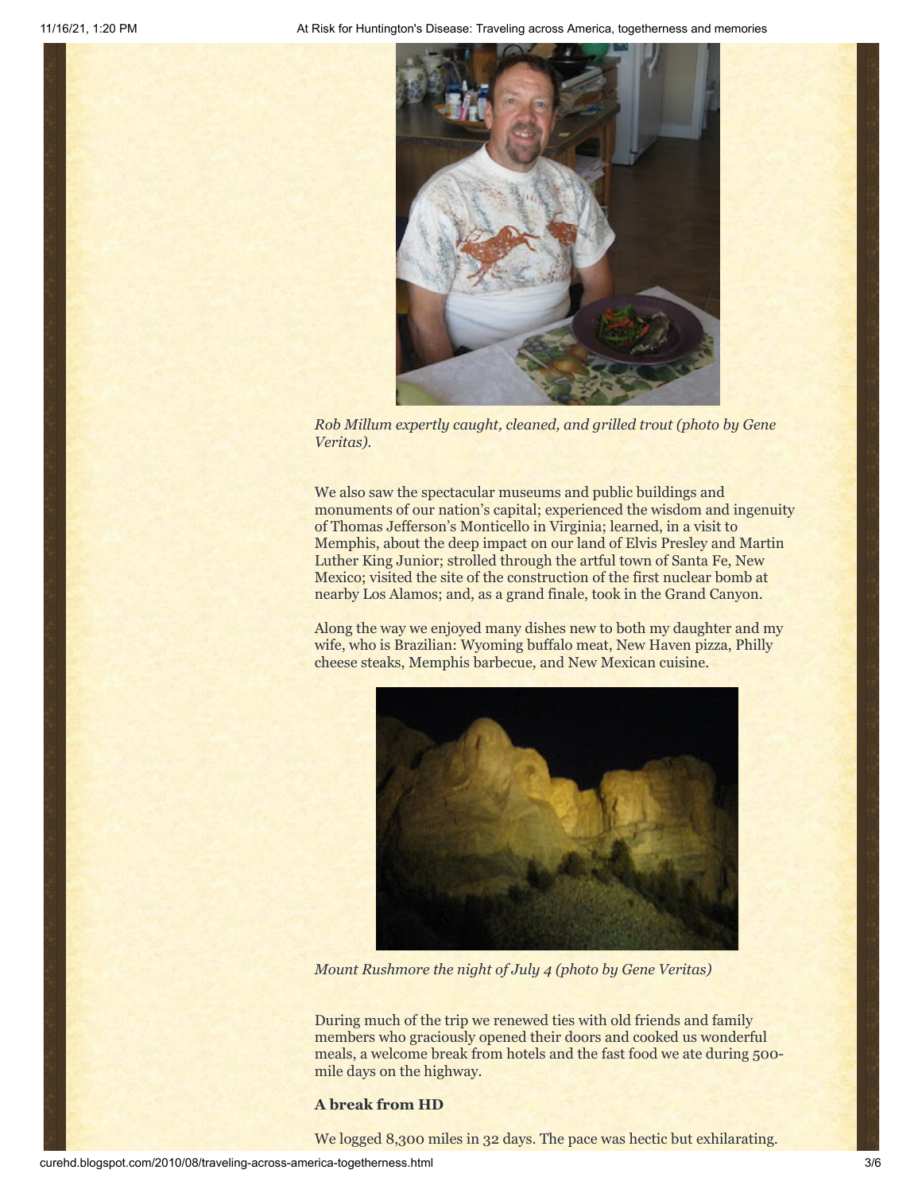*Rob Millum expertly caught, cleaned, and grilled trout (photo by Gene Veritas).*

We also saw the spectacular museums and public buildings and monuments of our nation's capital; experienced the wisdom and ingenuity of Thomas Jefferson's Monticello in Virginia; learned, in a visit to Memphis, about the deep impact on our land of Elvis Presley and Martin Luther King Junior; strolled through the artful town of Santa Fe, New Mexico; visited the site of the construction of the first nuclear bomb at nearby Los Alamos; and, as a grand finale, took in the Grand Canyon.

Along the way we enjoyed many dishes new to both my daughter and my wife, who is Brazilian: Wyoming buffalo meat, New Haven pizza, Philly cheese steaks, Memphis barbecue, and New Mexican cuisine.

*Mount Rushmore the night of July 4 (photo by Gene Veritas)*

During much of the trip we renewed ties with old friends and family members who graciously opened their doors and cooked us wonderful meals, a welcome break from hotels and the fast food we ate during 500-mile days on the highway.

**A break from HD**

We logged 8,300 miles in 32 days. The pace was hectic but exhilarating.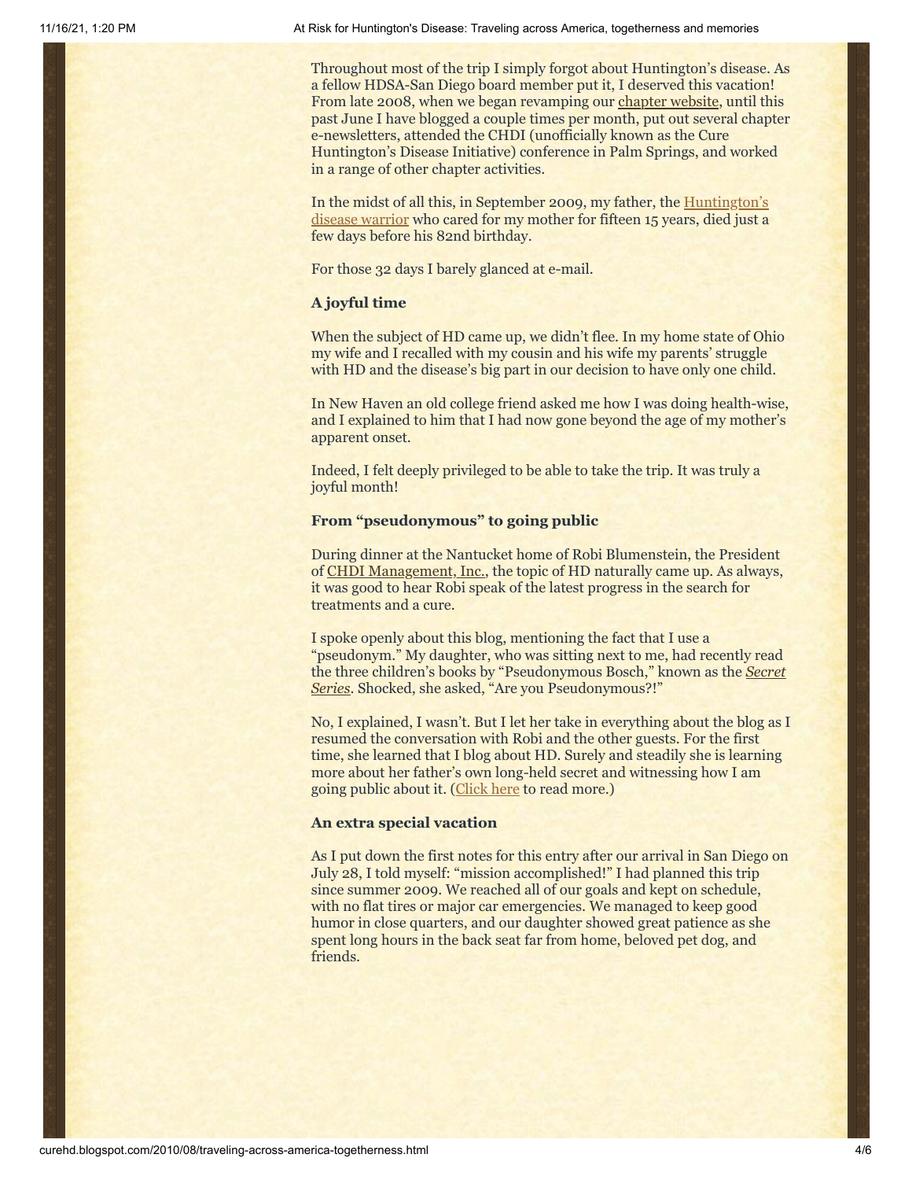Throughout most of the trip I simply forgot about Huntington's disease. As a fellow HDSA-San Diego board member put it, I deserved this vacation! From late 2008, when we began revamping our chapter website, until this past June I have blogged a couple times per month, put out several chapter e-newsletters, attended the CHDI (unofficially known as the Cure Huntington's Disease Initiative) conference in Palm Springs, and worked in a range of other chapter activities.

In the midst of all this, in September 2009, my father, the Huntington's disease warrior who cared for my mother for fifteen 15 years, died just a few days before his 82nd birthday.

For those 32 days I barely glanced at e-mail.

**A joyful time**

When the subject of HD came up, we didn't flee. In my home state of Ohio my wife and I recalled with my cousin and his wife my parents' struggle with HD and the disease's big part in our decision to have only one child.

In New Haven an old college friend asked me how I was doing health-wise, and I explained to him that I had now gone beyond the age of my mother's apparent onset.

Indeed, I felt deeply privileged to be able to take the trip. It was truly a joyful month!

**From "pseudonymous" to going public**

During dinner at the Nantucket home of Robi Blumenstein, the President of CHDI Management, Inc., the topic of HD naturally came up. As always, it was good to hear Robi speak of the latest progress in the search for treatments and a cure.

I spoke openly about this blog, mentioning the fact that I use a "pseudonym." My daughter, who was sitting next to me, had recently read the three children's books by "Pseudonymous Bosch," known as the ***Secret Series***. Shocked, she asked, "Are you Pseudonymous?!"

No, I explained, I wasn't. But I let her take in everything about the blog as I resumed the conversation with Robi and the other guests. For the first time, she learned that I blog about HD. Surely and steadily she is learning more about her father's own long-held secret and witnessing how I am going public about it. (Click here to read more.)

**An extra special vacation**

As I put down the first notes for this entry after our arrival in San Diego on July 28, I told myself: "mission accomplished!" I had planned this trip since summer 2009. We reached all of our goals and kept on schedule, with no flat tires or major car emergencies. We managed to keep good humor in close quarters, and our daughter showed great patience as she spent long hours in the back seat far from home, beloved pet dog, and friends.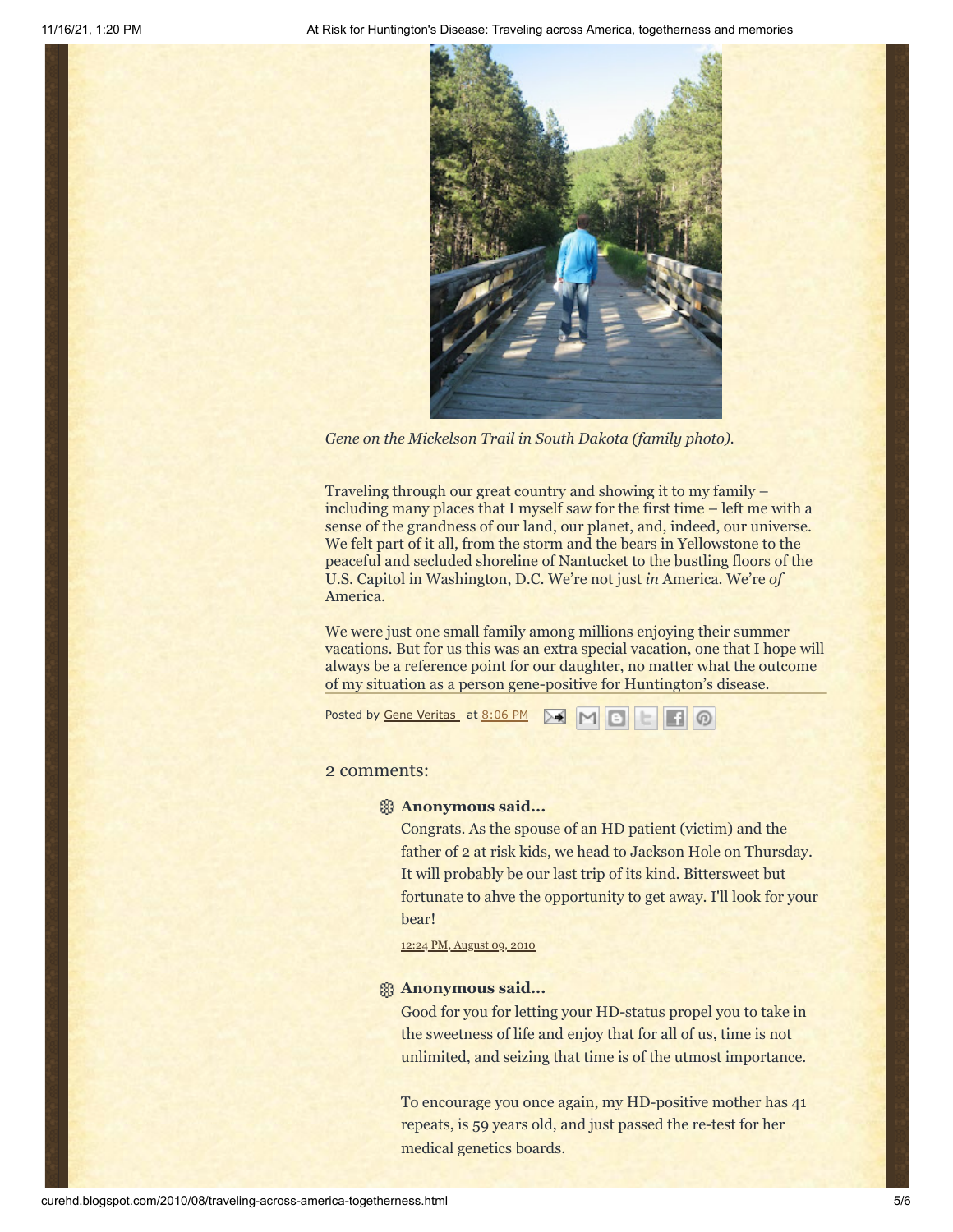*Gene on the Mickelson Trail in South Dakota (family photo).*

Traveling through our great country and showing it to my family – including many places that I myself saw for the first time – left me with a sense of the grandness of our land, our planet, and, indeed, our universe. We felt part of it all, from the storm and the bears in Yellowstone to the peaceful and secluded shoreline of Nantucket to the bustling floors of the U.S. Capitol in Washington, D.C. We're not just *in* America. We're *of* America.

We were just one small family among millions enjoying their summer vacations. But for us this was an extra special vacation, one that I hope will always be a reference point for our daughter, no matter what the outcome of my situation as a person gene-positive for Huntington's disease.

Posted by Gene Veritas at 8:06 PM

2 comments:

**Anonymous said...**

Congrats. As the spouse of an HD patient (victim) and the father of 2 at risk kids, we head to Jackson Hole on Thursday. It will probably be our last trip of its kind. Bittersweet but fortunate to ahve the opportunity to get away. I'll look for your bear!

12:24 PM, August 09, 2010

**Anonymous said...**

Good for you for letting your HD-status propel you to take in the sweetness of life and enjoy that for all of us, time is not unlimited, and seizing that time is of the utmost importance.

To encourage you once again, my HD-positive mother has 41 repeats, is 59 years old, and just passed the re-test for her medical genetics boards.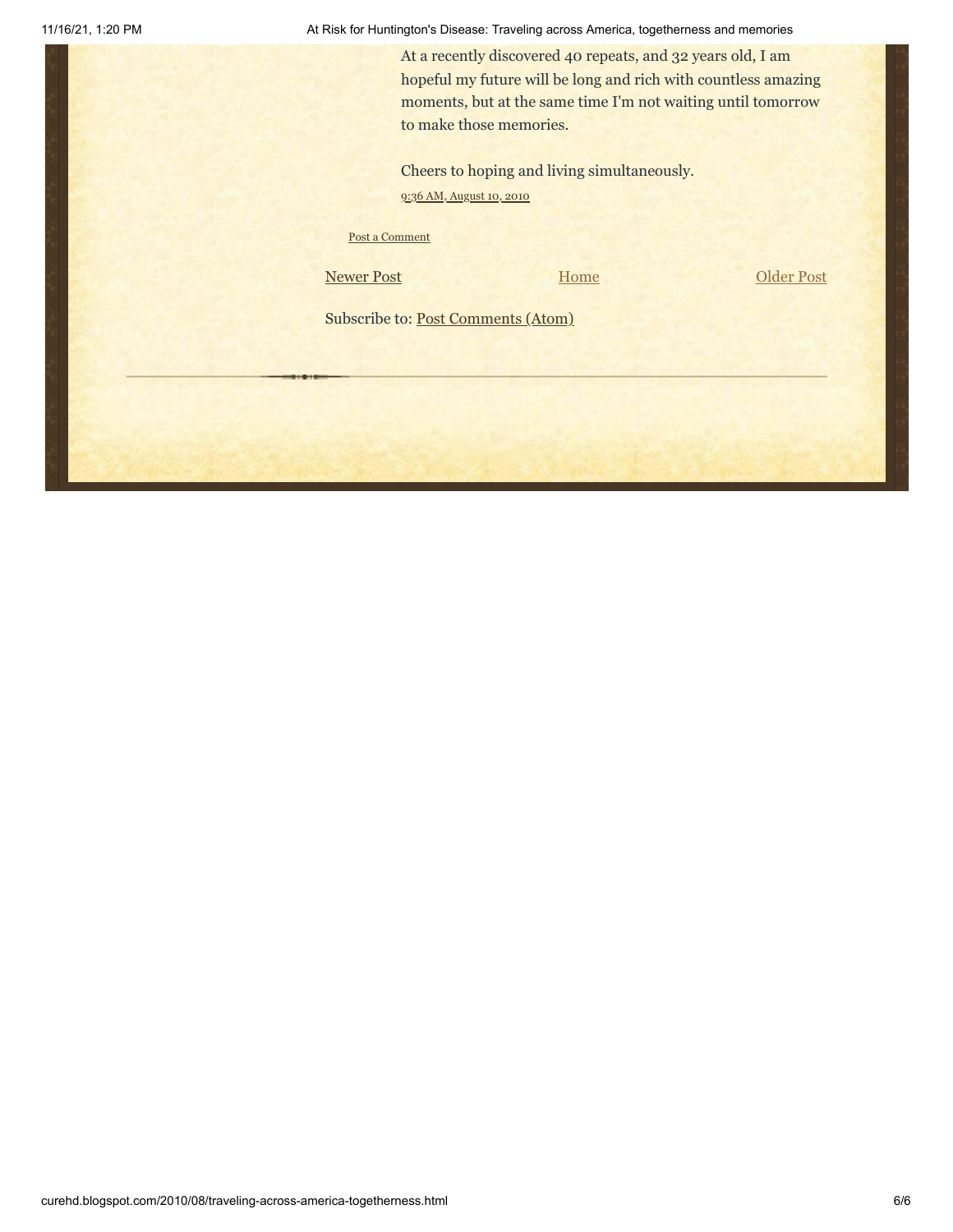At a recently discovered 40 repeats, and 32 years old, I am hopeful my future will be long and rich with countless amazing moments, but at the same time I'm not waiting until tomorrow to make those memories.

Cheers to hoping and living simultaneously.

9:36 AM, August 10, 2010

Post a Comment

Newer Post Home Older Post

Subscribe to: Post Comments (Atom)